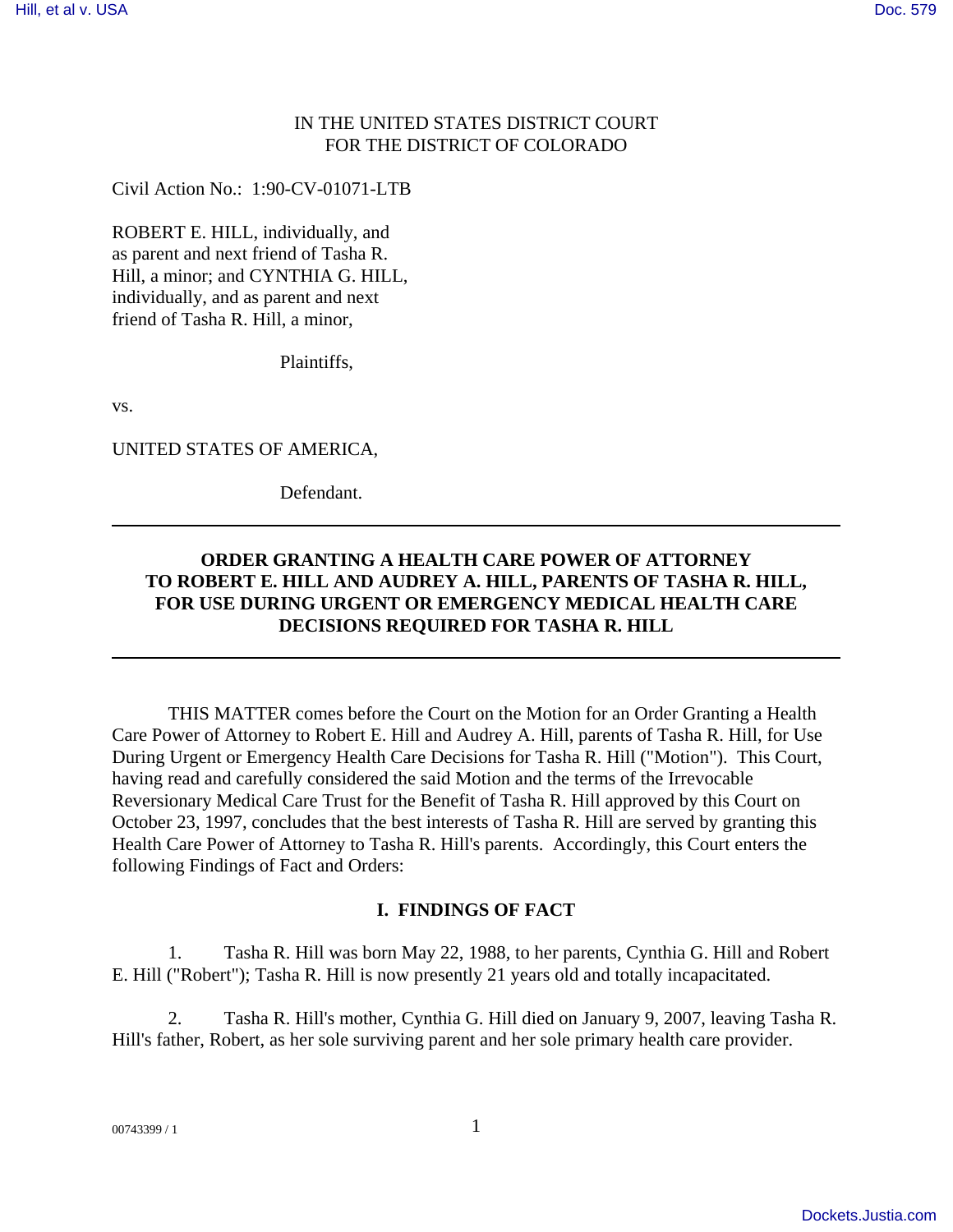IN THE UNITED STATES DISTRICT COURT
FOR THE DISTRICT OF COLORADO

Civil Action No.: 1:90-CV-01071-LTB

ROBERT E. HILL, individually, and as parent and next friend of Tasha R. Hill, a minor; and CYNTHIA G. HILL, individually, and as parent and next friend of Tasha R. Hill, a minor,

Plaintiffs,

vs.

UNITED STATES OF AMERICA,

Defendant.

---

**ORDER GRANTING A HEALTH CARE POWER OF ATTORNEY TO ROBERT E. HILL AND AUDREY A. HILL, PARENTS OF TASHA R. HILL, FOR USE DURING URGENT OR EMERGENCY MEDICAL HEALTH CARE DECISIONS REQUIRED FOR TASHA R. HILL**

---

THIS MATTER comes before the Court on the Motion for an Order Granting a Health Care Power of Attorney to Robert E. Hill and Audrey A. Hill, parents of Tasha R. Hill, for Use During Urgent or Emergency Health Care Decisions for Tasha R. Hill ("Motion"). This Court, having read and carefully considered the said Motion and the terms of the Irrevocable Reversionary Medical Care Trust for the Benefit of Tasha R. Hill approved by this Court on October 23, 1997, concludes that the best interests of Tasha R. Hill are served by granting this Health Care Power of Attorney to Tasha R. Hill's parents. Accordingly, this Court enters the following Findings of Fact and Orders:

## I. FINDINGS OF FACT

1. Tasha R. Hill was born May 22, 1988, to her parents, Cynthia G. Hill and Robert E. Hill ("Robert"); Tasha R. Hill is now presently 21 years old and totally incapacitated.

2. Tasha R. Hill's mother, Cynthia G. Hill died on January 9, 2007, leaving Tasha R. Hill's father, Robert, as her sole surviving parent and her sole primary health care provider.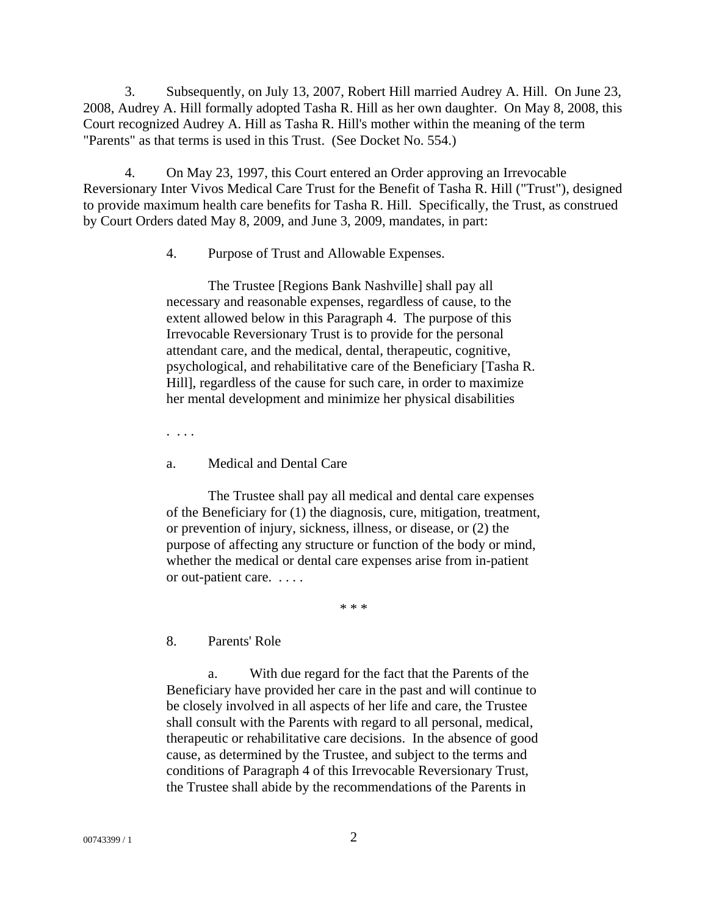3. Subsequently, on July 13, 2007, Robert Hill married Audrey A. Hill. On June 23, 2008, Audrey A. Hill formally adopted Tasha R. Hill as her own daughter. On May 8, 2008, this Court recognized Audrey A. Hill as Tasha R. Hill's mother within the meaning of the term "Parents" as that terms is used in this Trust. (See Docket No. 554.)

4. On May 23, 1997, this Court entered an Order approving an Irrevocable Reversionary Inter Vivos Medical Care Trust for the Benefit of Tasha R. Hill ("Trust"), designed to provide maximum health care benefits for Tasha R. Hill. Specifically, the Trust, as construed by Court Orders dated May 8, 2009, and June 3, 2009, mandates, in part:

> 4. Purpose of Trust and Allowable Expenses.
>
> The Trustee [Regions Bank Nashville] shall pay all necessary and reasonable expenses, regardless of cause, to the extent allowed below in this Paragraph 4. The purpose of this Irrevocable Reversionary Trust is to provide for the personal attendant care, and the medical, dental, therapeutic, cognitive, psychological, and rehabilitative care of the Beneficiary [Tasha R. Hill], regardless of the cause for such care, in order to maximize her mental development and minimize her physical disabilities
>
> . . . .
>
> a. Medical and Dental Care
>
> The Trustee shall pay all medical and dental care expenses of the Beneficiary for (1) the diagnosis, cure, mitigation, treatment, or prevention of injury, sickness, illness, or disease, or (2) the purpose of affecting any structure or function of the body or mind, whether the medical or dental care expenses arise from in-patient or out-patient care. . . . .
>
> * * *
>
> 8. Parents' Role
>
> a. With due regard for the fact that the Parents of the Beneficiary have provided her care in the past and will continue to be closely involved in all aspects of her life and care, the Trustee shall consult with the Parents with regard to all personal, medical, therapeutic or rehabilitative care decisions. In the absence of good cause, as determined by the Trustee, and subject to the terms and conditions of Paragraph 4 of this Irrevocable Reversionary Trust, the Trustee shall abide by the recommendations of the Parents in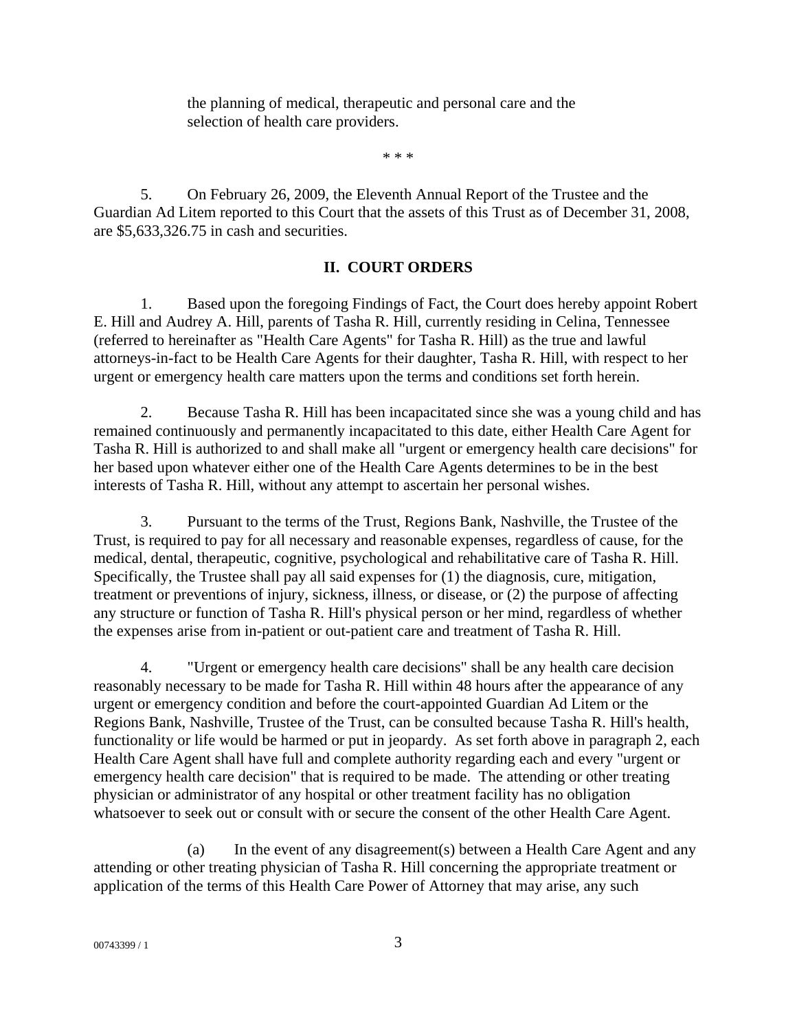the planning of medical, therapeutic and personal care and the selection of health care providers.

\* \* \*

5. On February 26, 2009, the Eleventh Annual Report of the Trustee and the Guardian Ad Litem reported to this Court that the assets of this Trust as of December 31, 2008, are $5,633,326.75 in cash and securities.

## II. COURT ORDERS

1. Based upon the foregoing Findings of Fact, the Court does hereby appoint Robert E. Hill and Audrey A. Hill, parents of Tasha R. Hill, currently residing in Celina, Tennessee (referred to hereinafter as "Health Care Agents" for Tasha R. Hill) as the true and lawful attorneys-in-fact to be Health Care Agents for their daughter, Tasha R. Hill, with respect to her urgent or emergency health care matters upon the terms and conditions set forth herein.

2. Because Tasha R. Hill has been incapacitated since she was a young child and has remained continuously and permanently incapacitated to this date, either Health Care Agent for Tasha R. Hill is authorized to and shall make all "urgent or emergency health care decisions" for her based upon whatever either one of the Health Care Agents determines to be in the best interests of Tasha R. Hill, without any attempt to ascertain her personal wishes.

3. Pursuant to the terms of the Trust, Regions Bank, Nashville, the Trustee of the Trust, is required to pay for all necessary and reasonable expenses, regardless of cause, for the medical, dental, therapeutic, cognitive, psychological and rehabilitative care of Tasha R. Hill. Specifically, the Trustee shall pay all said expenses for (1) the diagnosis, cure, mitigation, treatment or preventions of injury, sickness, illness, or disease, or (2) the purpose of affecting any structure or function of Tasha R. Hill's physical person or her mind, regardless of whether the expenses arise from in-patient or out-patient care and treatment of Tasha R. Hill.

4. "Urgent or emergency health care decisions" shall be any health care decision reasonably necessary to be made for Tasha R. Hill within 48 hours after the appearance of any urgent or emergency condition and before the court-appointed Guardian Ad Litem or the Regions Bank, Nashville, Trustee of the Trust, can be consulted because Tasha R. Hill's health, functionality or life would be harmed or put in jeopardy. As set forth above in paragraph 2, each Health Care Agent shall have full and complete authority regarding each and every "urgent or emergency health care decision" that is required to be made. The attending or other treating physician or administrator of any hospital or other treatment facility has no obligation whatsoever to seek out or consult with or secure the consent of the other Health Care Agent.

(a) In the event of any disagreement(s) between a Health Care Agent and any attending or other treating physician of Tasha R. Hill concerning the appropriate treatment or application of the terms of this Health Care Power of Attorney that may arise, any such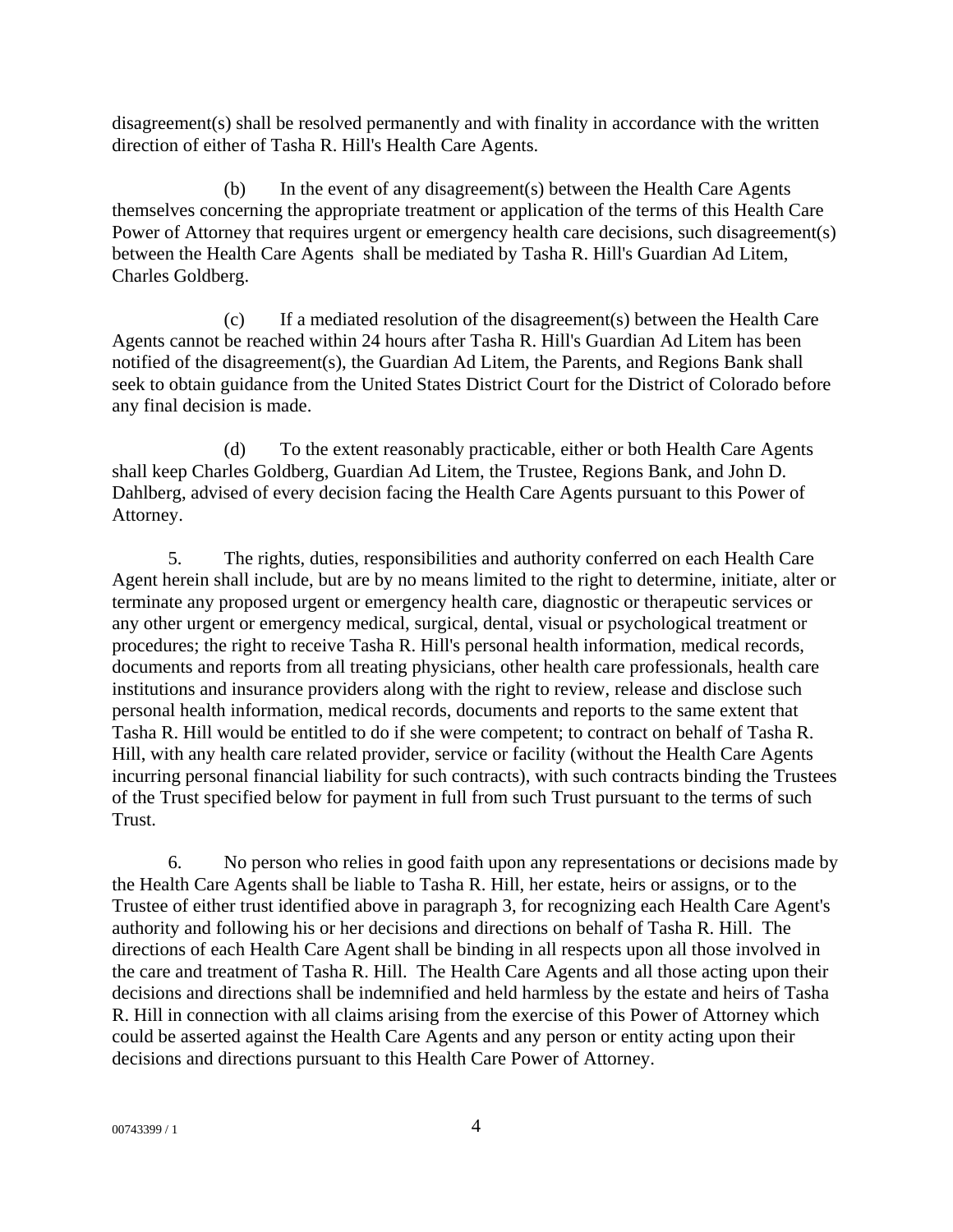disagreement(s) shall be resolved permanently and with finality in accordance with the written direction of either of Tasha R. Hill's Health Care Agents.

(b) In the event of any disagreement(s) between the Health Care Agents themselves concerning the appropriate treatment or application of the terms of this Health Care Power of Attorney that requires urgent or emergency health care decisions, such disagreement(s) between the Health Care Agents shall be mediated by Tasha R. Hill's Guardian Ad Litem, Charles Goldberg.

(c) If a mediated resolution of the disagreement(s) between the Health Care Agents cannot be reached within 24 hours after Tasha R. Hill's Guardian Ad Litem has been notified of the disagreement(s), the Guardian Ad Litem, the Parents, and Regions Bank shall seek to obtain guidance from the United States District Court for the District of Colorado before any final decision is made.

(d) To the extent reasonably practicable, either or both Health Care Agents shall keep Charles Goldberg, Guardian Ad Litem, the Trustee, Regions Bank, and John D. Dahlberg, advised of every decision facing the Health Care Agents pursuant to this Power of Attorney.

5. The rights, duties, responsibilities and authority conferred on each Health Care Agent herein shall include, but are by no means limited to the right to determine, initiate, alter or terminate any proposed urgent or emergency health care, diagnostic or therapeutic services or any other urgent or emergency medical, surgical, dental, visual or psychological treatment or procedures; the right to receive Tasha R. Hill's personal health information, medical records, documents and reports from all treating physicians, other health care professionals, health care institutions and insurance providers along with the right to review, release and disclose such personal health information, medical records, documents and reports to the same extent that Tasha R. Hill would be entitled to do if she were competent; to contract on behalf of Tasha R. Hill, with any health care related provider, service or facility (without the Health Care Agents incurring personal financial liability for such contracts), with such contracts binding the Trustees of the Trust specified below for payment in full from such Trust pursuant to the terms of such Trust.

6. No person who relies in good faith upon any representations or decisions made by the Health Care Agents shall be liable to Tasha R. Hill, her estate, heirs or assigns, or to the Trustee of either trust identified above in paragraph 3, for recognizing each Health Care Agent's authority and following his or her decisions and directions on behalf of Tasha R. Hill. The directions of each Health Care Agent shall be binding in all respects upon all those involved in the care and treatment of Tasha R. Hill. The Health Care Agents and all those acting upon their decisions and directions shall be indemnified and held harmless by the estate and heirs of Tasha R. Hill in connection with all claims arising from the exercise of this Power of Attorney which could be asserted against the Health Care Agents and any person or entity acting upon their decisions and directions pursuant to this Health Care Power of Attorney.

00743399 / 1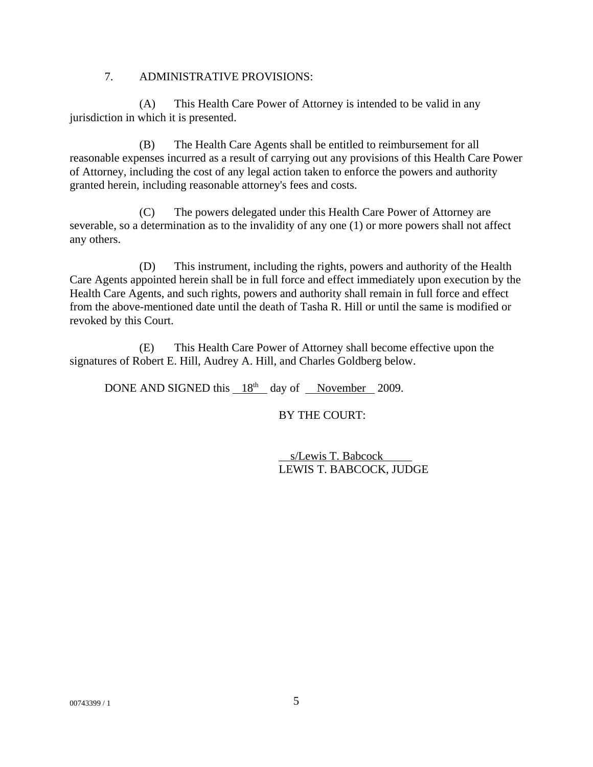7. ADMINISTRATIVE PROVISIONS:

(A) This Health Care Power of Attorney is intended to be valid in any jurisdiction in which it is presented.

(B) The Health Care Agents shall be entitled to reimbursement for all reasonable expenses incurred as a result of carrying out any provisions of this Health Care Power of Attorney, including the cost of any legal action taken to enforce the powers and authority granted herein, including reasonable attorney's fees and costs.

(C) The powers delegated under this Health Care Power of Attorney are severable, so a determination as to the invalidity of any one (1) or more powers shall not affect any others.

(D) This instrument, including the rights, powers and authority of the Health Care Agents appointed herein shall be in full force and effect immediately upon execution by the Health Care Agents, and such rights, powers and authority shall remain in full force and effect from the above-mentioned date until the death of Tasha R. Hill or until the same is modified or revoked by this Court.

(E) This Health Care Power of Attorney shall become effective upon the signatures of Robert E. Hill, Audrey A. Hill, and Charles Goldberg below.

DONE AND SIGNED this 18th day of November 2009.

BY THE COURT:

s/Lewis T. Babcock
LEWIS T. BABCOCK, JUDGE

00743399 / 1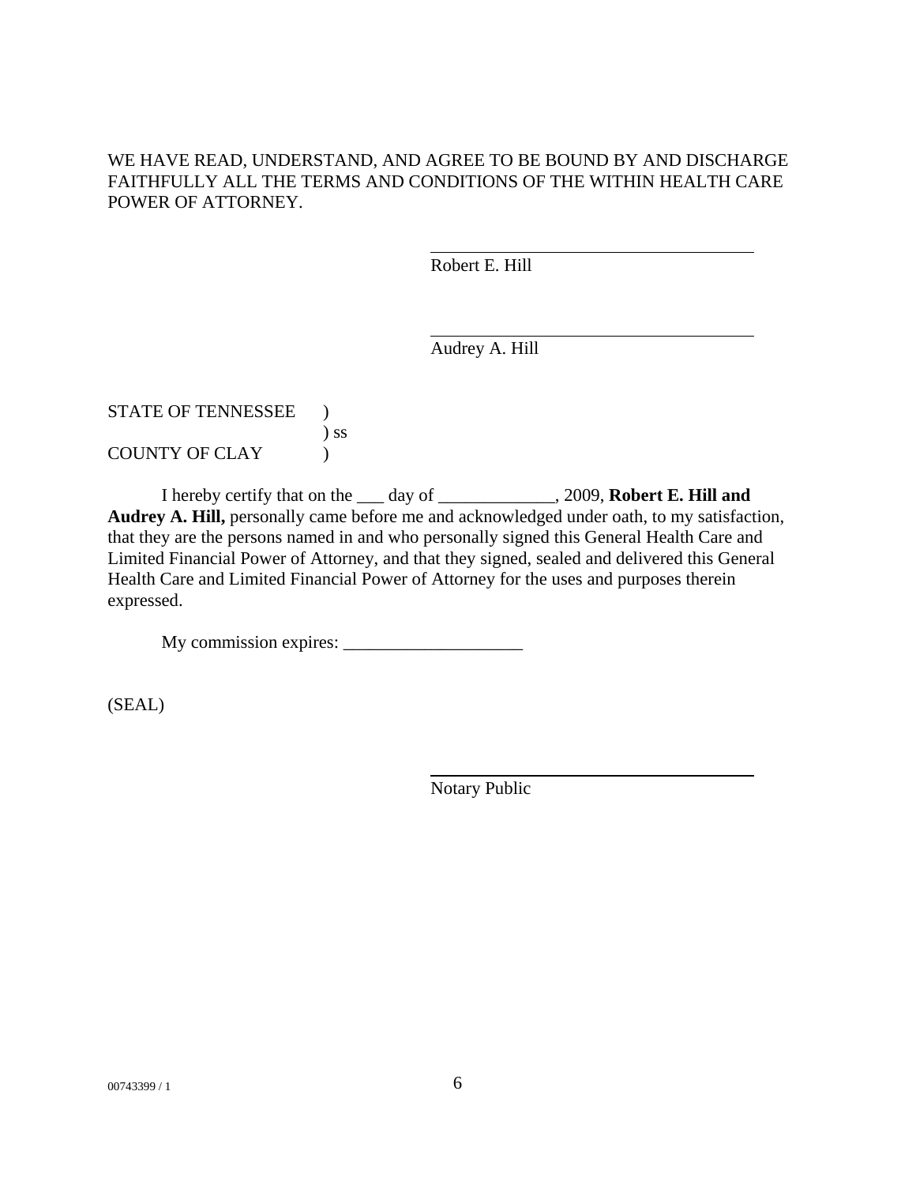WE HAVE READ, UNDERSTAND, AND AGREE TO BE BOUND BY AND DISCHARGE FAITHFULLY ALL THE TERMS AND CONDITIONS OF THE WITHIN HEALTH CARE POWER OF ATTORNEY.

\_\_\_\_\_\_\_\_\_\_\_\_\_\_\_\_\_\_\_\_\_\_\_\_\_\_\_\_\_\_\_\_\_\_\_\_
Robert E. Hill

\_\_\_\_\_\_\_\_\_\_\_\_\_\_\_\_\_\_\_\_\_\_\_\_\_\_\_\_\_\_\_\_\_\_\_\_
Audrey A. Hill

STATE OF TENNESSEE )
) ss
COUNTY OF CLAY )

I hereby certify that on the ___ day of _____________, 2009, **Robert E. Hill and Audrey A. Hill,** personally came before me and acknowledged under oath, to my satisfaction, that they are the persons named in and who personally signed this General Health Care and Limited Financial Power of Attorney, and that they signed, sealed and delivered this General Health Care and Limited Financial Power of Attorney for the uses and purposes therein expressed.

My commission expires: ____________________

(SEAL)

\_\_\_\_\_\_\_\_\_\_\_\_\_\_\_\_\_\_\_\_\_\_\_\_\_\_\_\_\_\_\_\_\_\_\_\_
Notary Public

00743399 / 1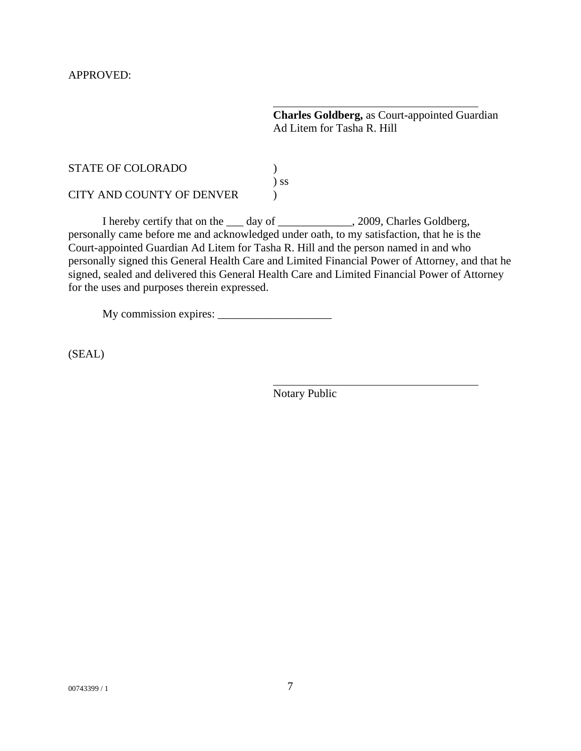APPROVED:

\_\_\_\_\_\_\_\_\_\_\_\_\_\_\_\_\_\_\_\_\_\_\_\_\_\_\_\_\_\_\_\_\_\_\_\_\_\_
**Charles Goldberg,** as Court-appointed Guardian Ad Litem for Tasha R. Hill

STATE OF COLORADO )
) ss
CITY AND COUNTY OF DENVER )

I hereby certify that on the ___ day of _____________, 2009, Charles Goldberg, personally came before me and acknowledged under oath, to my satisfaction, that he is the Court-appointed Guardian Ad Litem for Tasha R. Hill and the person named in and who personally signed this General Health Care and Limited Financial Power of Attorney, and that he signed, sealed and delivered this General Health Care and Limited Financial Power of Attorney for the uses and purposes therein expressed.

My commission expires: ____________________

(SEAL)

\_\_\_\_\_\_\_\_\_\_\_\_\_\_\_\_\_\_\_\_\_\_\_\_\_\_\_\_\_\_\_\_\_\_\_\_\_\_
Notary Public

00743399 / 1